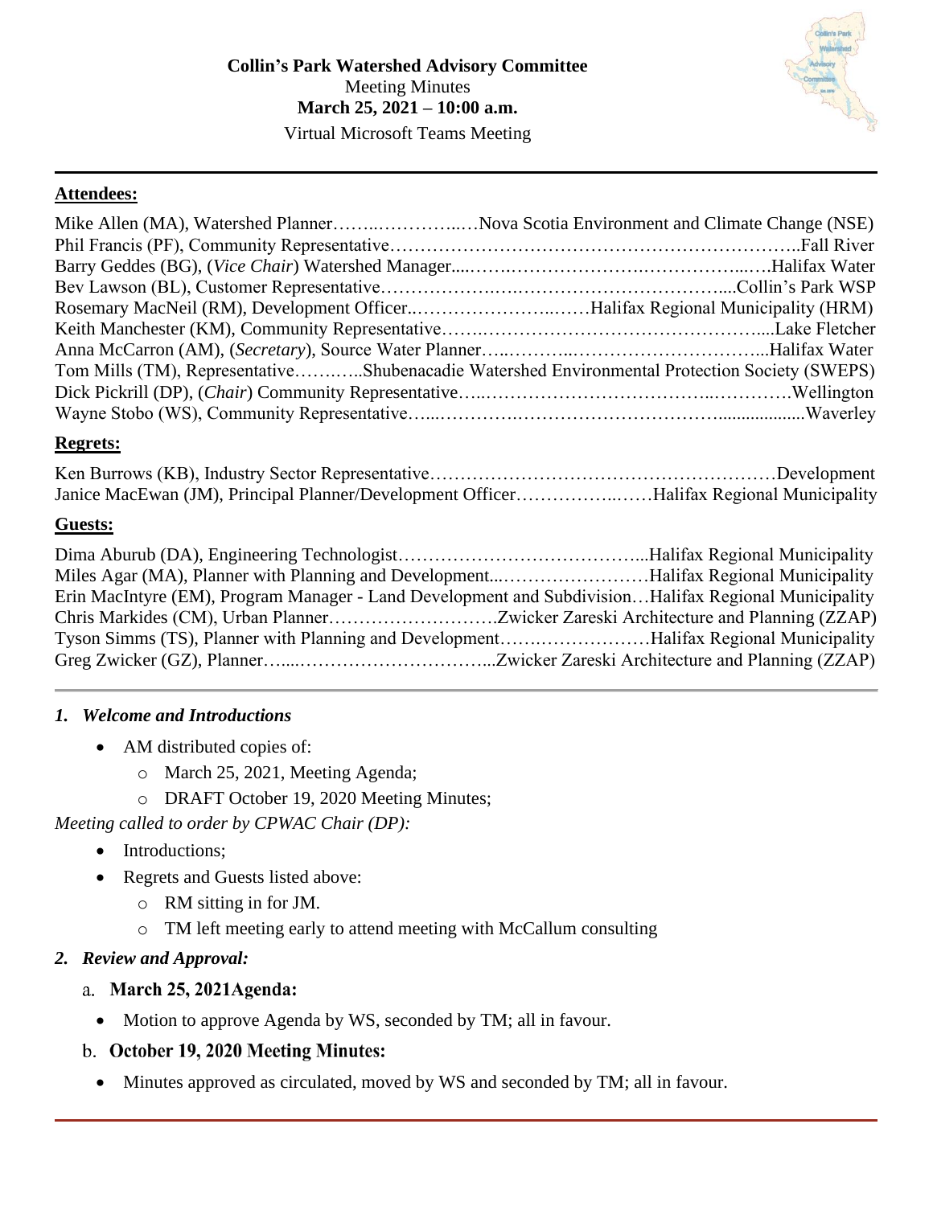**Collin's Park Watershed Advisory Committee**
Meeting Minutes
**March 25, 2021 – 10:00 a.m.**
Virtual Microsoft Teams Meeting

---

**Attendees:**

Mike Allen (MA), Watershed Planner……..…………..…Nova Scotia Environment and Climate Change (NSE)
Phil Francis (PF), Community Representative…………………………………………………………..Fall River
Barry Geddes (BG), (*Vice Chair*) Watershed Manager....…….………………….……………...….Halifax Water
Bev Lawson (BL), Customer Representative……………….….…………………………….....Collin's Park WSP
Rosemary MacNeil (RM), Development Officer..…………………..……Halifax Regional Municipality (HRM)
Keith Manchester (KM), Community Representative…….…………………………………………....Lake Fletcher
Anna McCarron (AM), (*Secretary*), Source Water Planner…..………..…………………………...Halifax Water
Tom Mills (TM), Representative…….…..Shubenacadie Watershed Environmental Protection Society (SWEPS)
Dick Pickrill (DP), (*Chair*) Community Representative…..……………………………..………….Wellington
Wayne Stobo (WS), Community Representative…...………….…………………………...................Waverley

**Regrets:**

Ken Burrows (KB), Industry Sector Representative…………………………………………………Development
Janice MacEwan (JM), Principal Planner/Development Officer……………..……Halifax Regional Municipality

**Guests:**

Dima Aburub (DA), Engineering Technologist…………………………………...Halifax Regional Municipality
Miles Agar (MA), Planner with Planning and Development...……………………Halifax Regional Municipality
Erin MacIntyre (EM), Program Manager - Land Development and Subdivision…Halifax Regional Municipality
Chris Markides (CM), Urban Planner……………………….Zwicker Zareski Architecture and Planning (ZZAP)
Tyson Simms (TS), Planner with Planning and Development…….…………………Halifax Regional Municipality
Greg Zwicker (GZ), Planner…...…………………………...Zwicker Zareski Architecture and Planning (ZZAP)

---

## *1. Welcome and Introductions*

- AM distributed copies of:
  - March 25, 2021, Meeting Agenda;
  - DRAFT October 19, 2020 Meeting Minutes;

*Meeting called to order by CPWAC Chair (DP):*

- Introductions;
- Regrets and Guests listed above:
  - RM sitting in for JM.
  - TM left meeting early to attend meeting with McCallum consulting

## *2. Review and Approval:*

### a. **March 25, 2021Agenda:**

- Motion to approve Agenda by WS, seconded by TM; all in favour.

### b. **October 19, 2020 Meeting Minutes:**

- Minutes approved as circulated, moved by WS and seconded by TM; all in favour.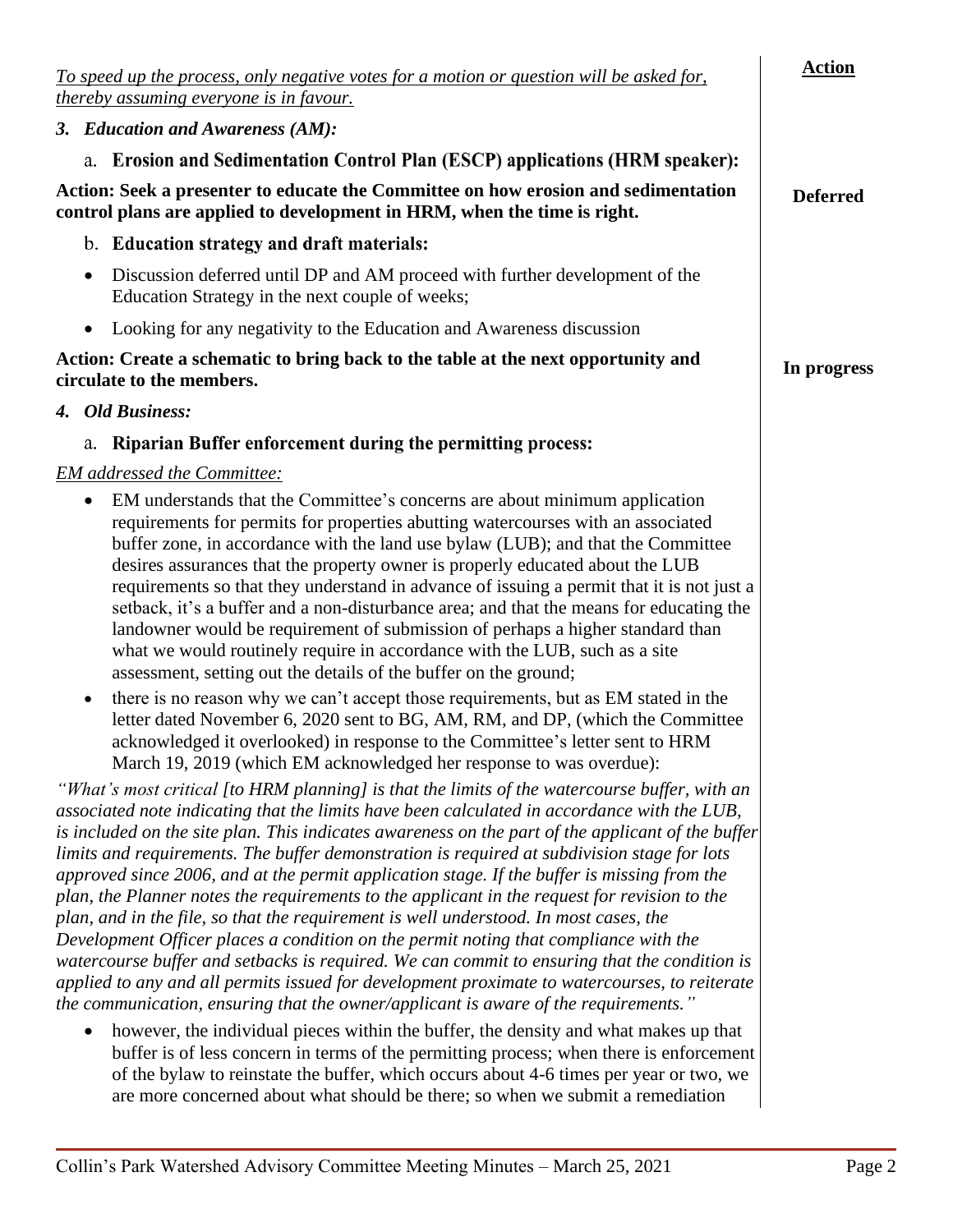*To speed up the process, only negative votes for a motion or question will be asked for, thereby assuming everyone is in favour.*

| | **Action** |
|---|---|
| ***3. Education and Awareness (AM):*** | |
| a. **Erosion and Sedimentation Control Plan (ESCP) applications (HRM speaker):** | |
| **Action: Seek a presenter to educate the Committee on how erosion and sedimentation control plans are applied to development in HRM, when the time is right.** | **Deferred** |
| b. **Education strategy and draft materials:** | |
| • Discussion deferred until DP and AM proceed with further development of the Education Strategy in the next couple of weeks; | |
| • Looking for any negativity to the Education and Awareness discussion | |
| **Action: Create a schematic to bring back to the table at the next opportunity and circulate to the members.** | **In progress** |

### *4. Old Business:*

a. **Riparian Buffer enforcement during the permitting process:**

*EM addressed the Committee:*

- EM understands that the Committee's concerns are about minimum application requirements for permits for properties abutting watercourses with an associated buffer zone, in accordance with the land use bylaw (LUB); and that the Committee desires assurances that the property owner is properly educated about the LUB requirements so that they understand in advance of issuing a permit that it is not just a setback, it's a buffer and a non-disturbance area; and that the means for educating the landowner would be requirement of submission of perhaps a higher standard than what we would routinely require in accordance with the LUB, such as a site assessment, setting out the details of the buffer on the ground;
- there is no reason why we can't accept those requirements, but as EM stated in the letter dated November 6, 2020 sent to BG, AM, RM, and DP, (which the Committee acknowledged it overlooked) in response to the Committee's letter sent to HRM March 19, 2019 (which EM acknowledged her response to was overdue):

*"What's most critical [to HRM planning] is that the limits of the watercourse buffer, with an associated note indicating that the limits have been calculated in accordance with the LUB, is included on the site plan. This indicates awareness on the part of the applicant of the buffer limits and requirements. The buffer demonstration is required at subdivision stage for lots approved since 2006, and at the permit application stage. If the buffer is missing from the plan, the Planner notes the requirements to the applicant in the request for revision to the plan, and in the file, so that the requirement is well understood. In most cases, the Development Officer places a condition on the permit noting that compliance with the watercourse buffer and setbacks is required. We can commit to ensuring that the condition is applied to any and all permits issued for development proximate to watercourses, to reiterate the communication, ensuring that the owner/applicant is aware of the requirements."*

- however, the individual pieces within the buffer, the density and what makes up that buffer is of less concern in terms of the permitting process; when there is enforcement of the bylaw to reinstate the buffer, which occurs about 4-6 times per year or two, we are more concerned about what should be there; so when we submit a remediation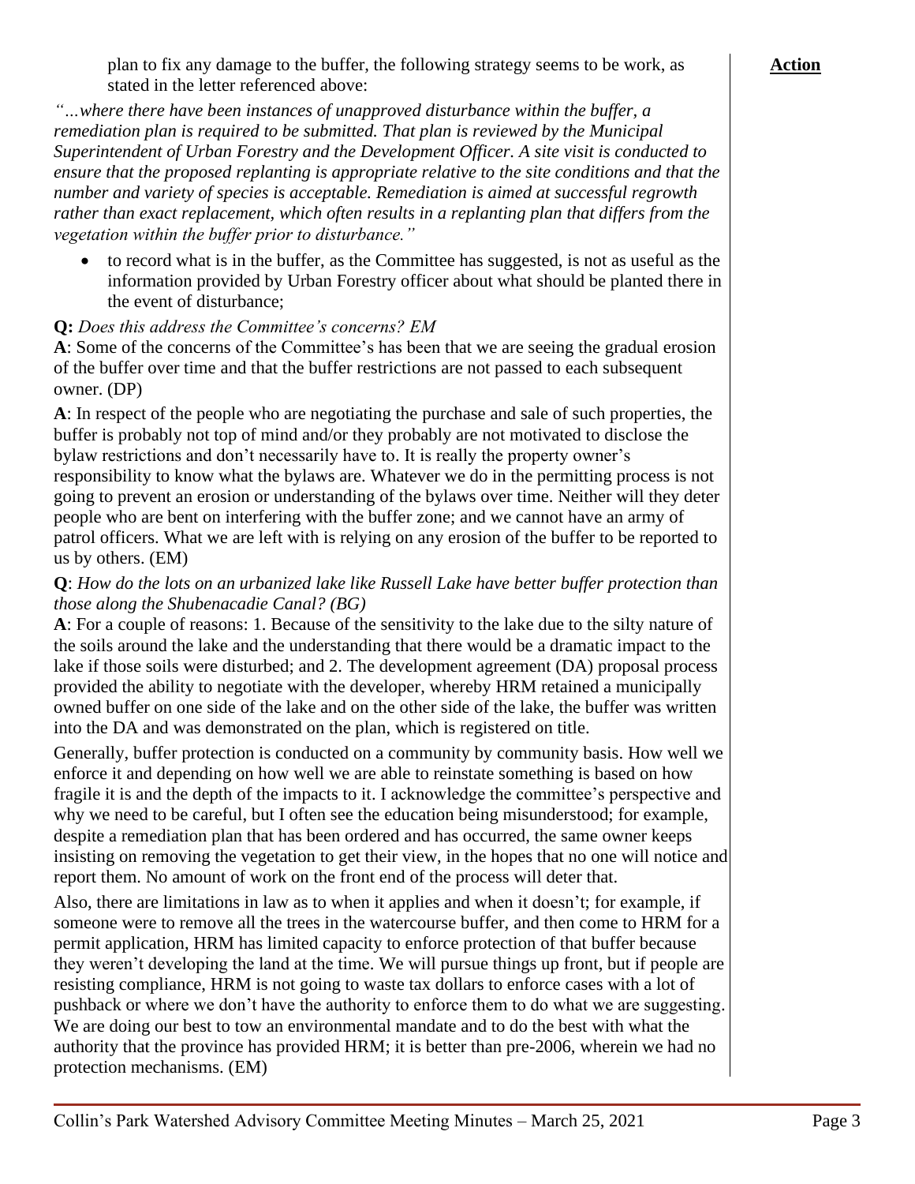plan to fix any damage to the buffer, the following strategy seems to be work, as stated in the letter referenced above:

**Action**

*"…where there have been instances of unapproved disturbance within the buffer, a remediation plan is required to be submitted. That plan is reviewed by the Municipal Superintendent of Urban Forestry and the Development Officer. A site visit is conducted to ensure that the proposed replanting is appropriate relative to the site conditions and that the number and variety of species is acceptable. Remediation is aimed at successful regrowth rather than exact replacement, which often results in a replanting plan that differs from the vegetation within the buffer prior to disturbance."*

- to record what is in the buffer, as the Committee has suggested, is not as useful as the information provided by Urban Forestry officer about what should be planted there in the event of disturbance;

**Q:** *Does this address the Committee's concerns? EM*

**A**: Some of the concerns of the Committee's has been that we are seeing the gradual erosion of the buffer over time and that the buffer restrictions are not passed to each subsequent owner. (DP)

**A**: In respect of the people who are negotiating the purchase and sale of such properties, the buffer is probably not top of mind and/or they probably are not motivated to disclose the bylaw restrictions and don't necessarily have to. It is really the property owner's responsibility to know what the bylaws are. Whatever we do in the permitting process is not going to prevent an erosion or understanding of the bylaws over time. Neither will they deter people who are bent on interfering with the buffer zone; and we cannot have an army of patrol officers. What we are left with is relying on any erosion of the buffer to be reported to us by others. (EM)

**Q**: *How do the lots on an urbanized lake like Russell Lake have better buffer protection than those along the Shubenacadie Canal? (BG)*

**A**: For a couple of reasons: 1. Because of the sensitivity to the lake due to the silty nature of the soils around the lake and the understanding that there would be a dramatic impact to the lake if those soils were disturbed; and 2. The development agreement (DA) proposal process provided the ability to negotiate with the developer, whereby HRM retained a municipally owned buffer on one side of the lake and on the other side of the lake, the buffer was written into the DA and was demonstrated on the plan, which is registered on title.

Generally, buffer protection is conducted on a community by community basis. How well we enforce it and depending on how well we are able to reinstate something is based on how fragile it is and the depth of the impacts to it. I acknowledge the committee's perspective and why we need to be careful, but I often see the education being misunderstood; for example, despite a remediation plan that has been ordered and has occurred, the same owner keeps insisting on removing the vegetation to get their view, in the hopes that no one will notice and report them. No amount of work on the front end of the process will deter that.

Also, there are limitations in law as to when it applies and when it doesn't; for example, if someone were to remove all the trees in the watercourse buffer, and then come to HRM for a permit application, HRM has limited capacity to enforce protection of that buffer because they weren't developing the land at the time. We will pursue things up front, but if people are resisting compliance, HRM is not going to waste tax dollars to enforce cases with a lot of pushback or where we don't have the authority to enforce them to do what we are suggesting. We are doing our best to tow an environmental mandate and to do the best with what the authority that the province has provided HRM; it is better than pre-2006, wherein we had no protection mechanisms. (EM)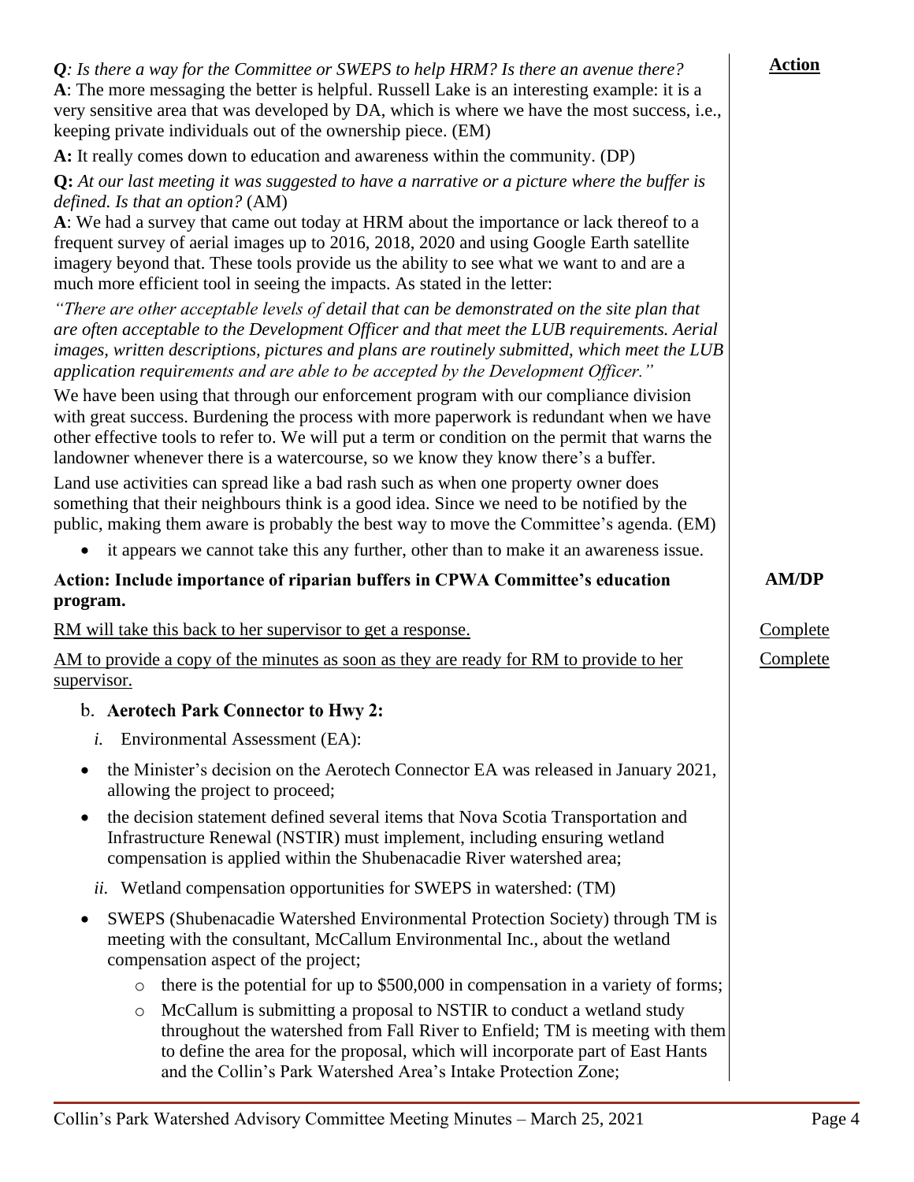**Action**

***Q****: Is there a way for the Committee or SWEPS to help HRM? Is there an avenue there?*
**A**: The more messaging the better is helpful. Russell Lake is an interesting example: it is a very sensitive area that was developed by DA, which is where we have the most success, i.e., keeping private individuals out of the ownership piece. (EM)

**A:** It really comes down to education and awareness within the community. (DP)

**Q:** *At our last meeting it was suggested to have a narrative or a picture where the buffer is defined. Is that an option?* (AM)
**A**: We had a survey that came out today at HRM about the importance or lack thereof to a frequent survey of aerial images up to 2016, 2018, 2020 and using Google Earth satellite imagery beyond that. These tools provide us the ability to see what we want to and are a much more efficient tool in seeing the impacts. As stated in the letter:

*"There are other acceptable levels of detail that can be demonstrated on the site plan that are often acceptable to the Development Officer and that meet the LUB requirements. Aerial images, written descriptions, pictures and plans are routinely submitted, which meet the LUB application requirements and are able to be accepted by the Development Officer."*

We have been using that through our enforcement program with our compliance division with great success. Burdening the process with more paperwork is redundant when we have other effective tools to refer to. We will put a term or condition on the permit that warns the landowner whenever there is a watercourse, so we know they know there's a buffer.

Land use activities can spread like a bad rash such as when one property owner does something that their neighbours think is a good idea. Since we need to be notified by the public, making them aware is probably the best way to move the Committee's agenda. (EM)

- it appears we cannot take this any further, other than to make it an awareness issue.

**Action: Include importance of riparian buffers in CPWA Committee's education program.** — **AM/DP**

<u>RM will take this back to her supervisor to get a response.</u> — <u>Complete</u>

<u>AM to provide a copy of the minutes as soon as they are ready for RM to provide to her supervisor.</u> — <u>Complete</u>

b. **Aerotech Park Connector to Hwy 2:**

*i.* Environmental Assessment (EA):

- the Minister's decision on the Aerotech Connector EA was released in January 2021, allowing the project to proceed;
- the decision statement defined several items that Nova Scotia Transportation and Infrastructure Renewal (NSTIR) must implement, including ensuring wetland compensation is applied within the Shubenacadie River watershed area;

*ii.* Wetland compensation opportunities for SWEPS in watershed: (TM)

- SWEPS (Shubenacadie Watershed Environmental Protection Society) through TM is meeting with the consultant, McCallum Environmental Inc., about the wetland compensation aspect of the project;
  - there is the potential for up to $500,000 in compensation in a variety of forms;
  - McCallum is submitting a proposal to NSTIR to conduct a wetland study throughout the watershed from Fall River to Enfield; TM is meeting with them to define the area for the proposal, which will incorporate part of East Hants and the Collin's Park Watershed Area's Intake Protection Zone;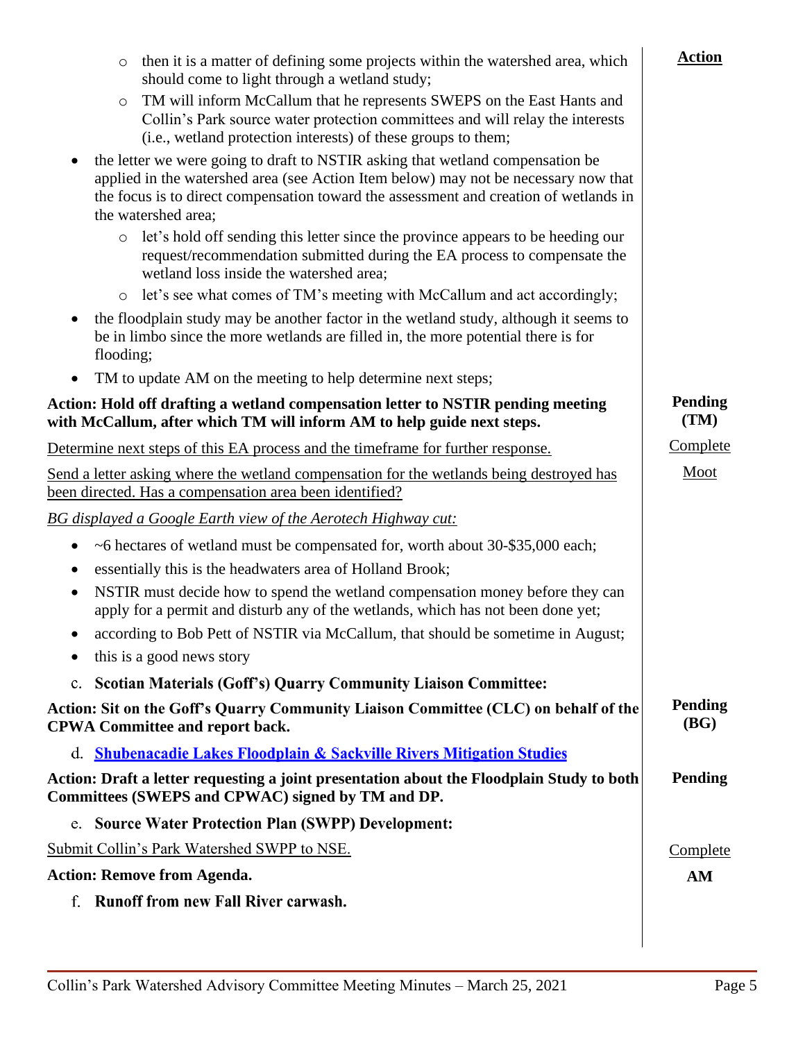| | Action |
|---|---|
| - then it is a matter of defining some projects within the watershed area, which should come to light through a wetland study;<br>- TM will inform McCallum that he represents SWEPS on the East Hants and Collin's Park source water protection committees and will relay the interests (i.e., wetland protection interests) of these groups to them; | |
| • the letter we were going to draft to NSTIR asking that wetland compensation be applied in the watershed area (see Action Item below) may not be necessary now that the focus is to direct compensation toward the assessment and creation of wetlands in the watershed area;<br>- let's hold off sending this letter since the province appears to be heeding our request/recommendation submitted during the EA process to compensate the wetland loss inside the watershed area;<br>- let's see what comes of TM's meeting with McCallum and act accordingly; | |
| • the floodplain study may be another factor in the wetland study, although it seems to be in limbo since the more wetlands are filled in, the more potential there is for flooding; | |
| • TM to update AM on the meeting to help determine next steps; | |
| **Action: Hold off drafting a wetland compensation letter to NSTIR pending meeting with McCallum, after which TM will inform AM to help guide next steps.** | **Pending (TM)** |
| <u>Determine next steps of this EA process and the timeframe for further response.</u> | <u>Complete</u> |
| <u>Send a letter asking where the wetland compensation for the wetlands being destroyed has been directed. Has a compensation area been identified?</u> | <u>Moot</u> |
| <u>*BG displayed a Google Earth view of the Aerotech Highway cut:*</u> | |
| • ~6 hectares of wetland must be compensated for, worth about 30-$35,000 each;<br>• essentially this is the headwaters area of Holland Brook;<br>• NSTIR must decide how to spend the wetland compensation money before they can apply for a permit and disturb any of the wetlands, which has not been done yet;<br>• according to Bob Pett of NSTIR via McCallum, that should be sometime in August;<br>• this is a good news story | |
| c. **Scotian Materials (Goff's) Quarry Community Liaison Committee:** | |
| **Action: Sit on the Goff's Quarry Community Liaison Committee (CLC) on behalf of the CPWA Committee and report back.** | **Pending (BG)** |
| d. **<u>Shubenacadie Lakes Floodplain & Sackville Rivers Mitigation Studies</u>** | |
| **Action: Draft a letter requesting a joint presentation about the Floodplain Study to both Committees (SWEPS and CPWAC) signed by TM and DP.** | **Pending** |
| e. **Source Water Protection Plan (SWPP) Development:** | |
| <u>Submit Collin's Park Watershed SWPP to NSE.</u> | <u>Complete</u> |
| **Action: Remove from Agenda.** | **AM** |
| f. **Runoff from new Fall River carwash.** | |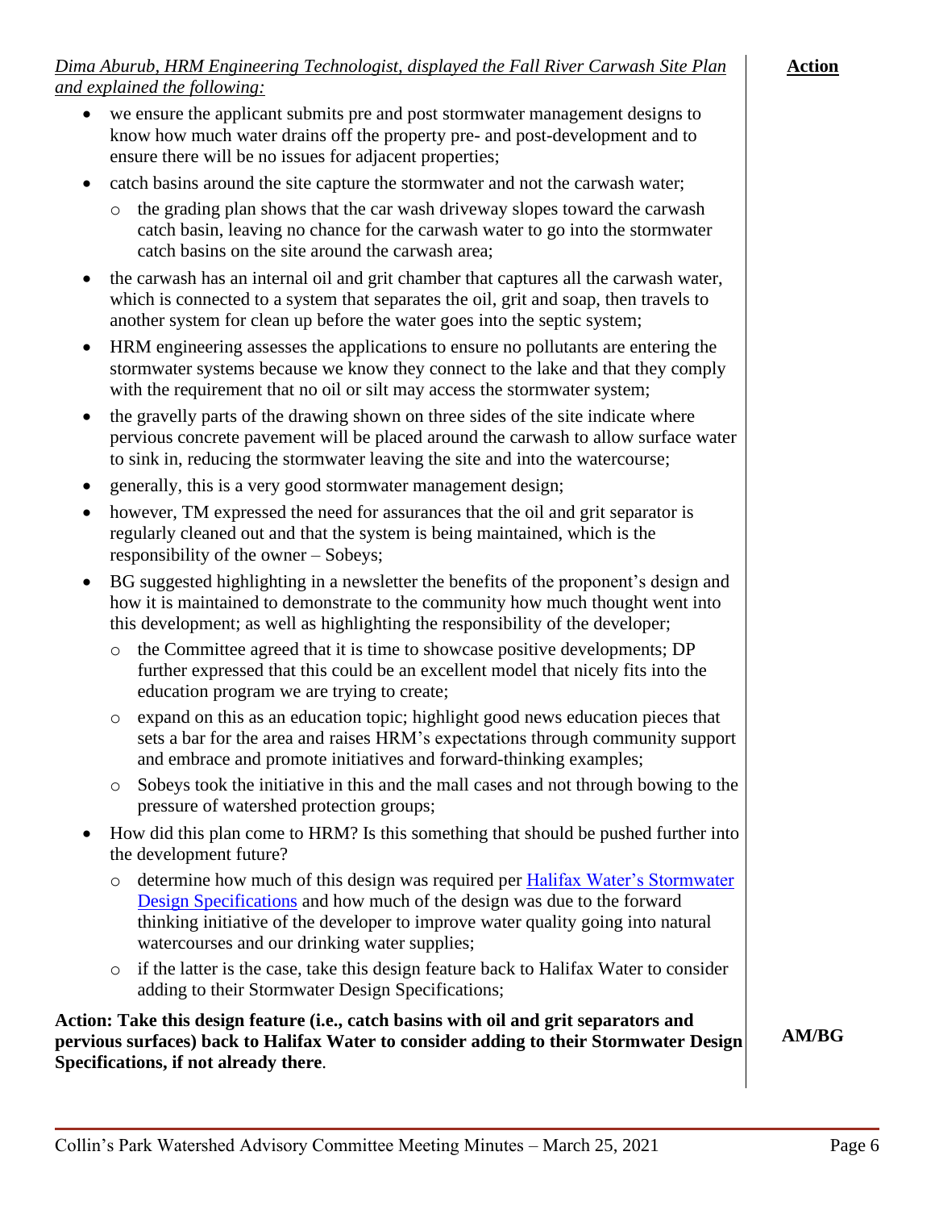**Action**

*Dima Aburub, HRM Engineering Technologist, displayed the Fall River Carwash Site Plan and explained the following:*

- we ensure the applicant submits pre and post stormwater management designs to know how much water drains off the property pre- and post-development and to ensure there will be no issues for adjacent properties;
- catch basins around the site capture the stormwater and not the carwash water;
  - the grading plan shows that the car wash driveway slopes toward the carwash catch basin, leaving no chance for the carwash water to go into the stormwater catch basins on the site around the carwash area;
- the carwash has an internal oil and grit chamber that captures all the carwash water, which is connected to a system that separates the oil, grit and soap, then travels to another system for clean up before the water goes into the septic system;
- HRM engineering assesses the applications to ensure no pollutants are entering the stormwater systems because we know they connect to the lake and that they comply with the requirement that no oil or silt may access the stormwater system;
- the gravelly parts of the drawing shown on three sides of the site indicate where pervious concrete pavement will be placed around the carwash to allow surface water to sink in, reducing the stormwater leaving the site and into the watercourse;
- generally, this is a very good stormwater management design;
- however, TM expressed the need for assurances that the oil and grit separator is regularly cleaned out and that the system is being maintained, which is the responsibility of the owner – Sobeys;
- BG suggested highlighting in a newsletter the benefits of the proponent's design and how it is maintained to demonstrate to the community how much thought went into this development; as well as highlighting the responsibility of the developer;
  - the Committee agreed that it is time to showcase positive developments; DP further expressed that this could be an excellent model that nicely fits into the education program we are trying to create;
  - expand on this as an education topic; highlight good news education pieces that sets a bar for the area and raises HRM's expectations through community support and embrace and promote initiatives and forward-thinking examples;
  - Sobeys took the initiative in this and the mall cases and not through bowing to the pressure of watershed protection groups;
- How did this plan come to HRM? Is this something that should be pushed further into the development future?
  - determine how much of this design was required per Halifax Water's Stormwater Design Specifications and how much of the design was due to the forward thinking initiative of the developer to improve water quality going into natural watercourses and our drinking water supplies;
  - if the latter is the case, take this design feature back to Halifax Water to consider adding to their Stormwater Design Specifications;

**Action: Take this design feature (i.e., catch basins with oil and grit separators and pervious surfaces) back to Halifax Water to consider adding to their Stormwater Design Specifications, if not already there**. **AM/BG**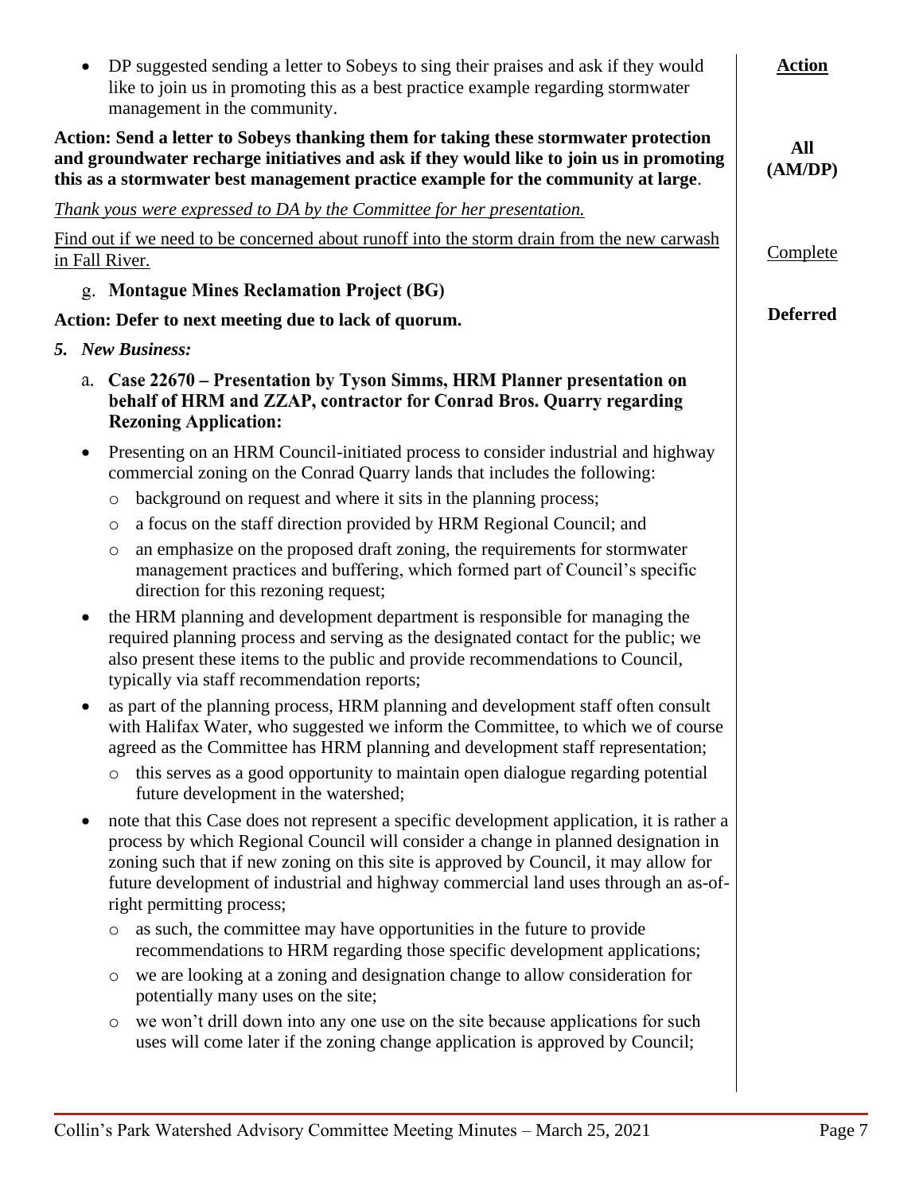| | Action |
|---|---|
| • DP suggested sending a letter to Sobeys to sing their praises and ask if they would like to join us in promoting this as a best practice example regarding stormwater management in the community. | |
| **Action: Send a letter to Sobeys thanking them for taking these stormwater protection and groundwater recharge initiatives and ask if they would like to join us in promoting this as a stormwater best management practice example for the community at large**. | **All (AM/DP)** |
| *Thank yous were expressed to DA by the Committee for her presentation.* | |
| Find out if we need to be concerned about runoff into the storm drain from the new carwash in Fall River. | Complete |
| g. **Montague Mines Reclamation Project (BG)** | |
| **Action: Defer to next meeting due to lack of quorum.** | **Deferred** |

**5. *New Business:***

a. **Case 22670 – Presentation by Tyson Simms, HRM Planner presentation on behalf of HRM and ZZAP, contractor for Conrad Bros. Quarry regarding Rezoning Application:**

- Presenting on an HRM Council-initiated process to consider industrial and highway commercial zoning on the Conrad Quarry lands that includes the following:
  - background on request and where it sits in the planning process;
  - a focus on the staff direction provided by HRM Regional Council; and
  - an emphasize on the proposed draft zoning, the requirements for stormwater management practices and buffering, which formed part of Council's specific direction for this rezoning request;
- the HRM planning and development department is responsible for managing the required planning process and serving as the designated contact for the public; we also present these items to the public and provide recommendations to Council, typically via staff recommendation reports;
- as part of the planning process, HRM planning and development staff often consult with Halifax Water, who suggested we inform the Committee, to which we of course agreed as the Committee has HRM planning and development staff representation;
  - this serves as a good opportunity to maintain open dialogue regarding potential future development in the watershed;
- note that this Case does not represent a specific development application, it is rather a process by which Regional Council will consider a change in planned designation in zoning such that if new zoning on this site is approved by Council, it may allow for future development of industrial and highway commercial land uses through an as-of-right permitting process;
  - as such, the committee may have opportunities in the future to provide recommendations to HRM regarding those specific development applications;
  - we are looking at a zoning and designation change to allow consideration for potentially many uses on the site;
  - we won't drill down into any one use on the site because applications for such uses will come later if the zoning change application is approved by Council;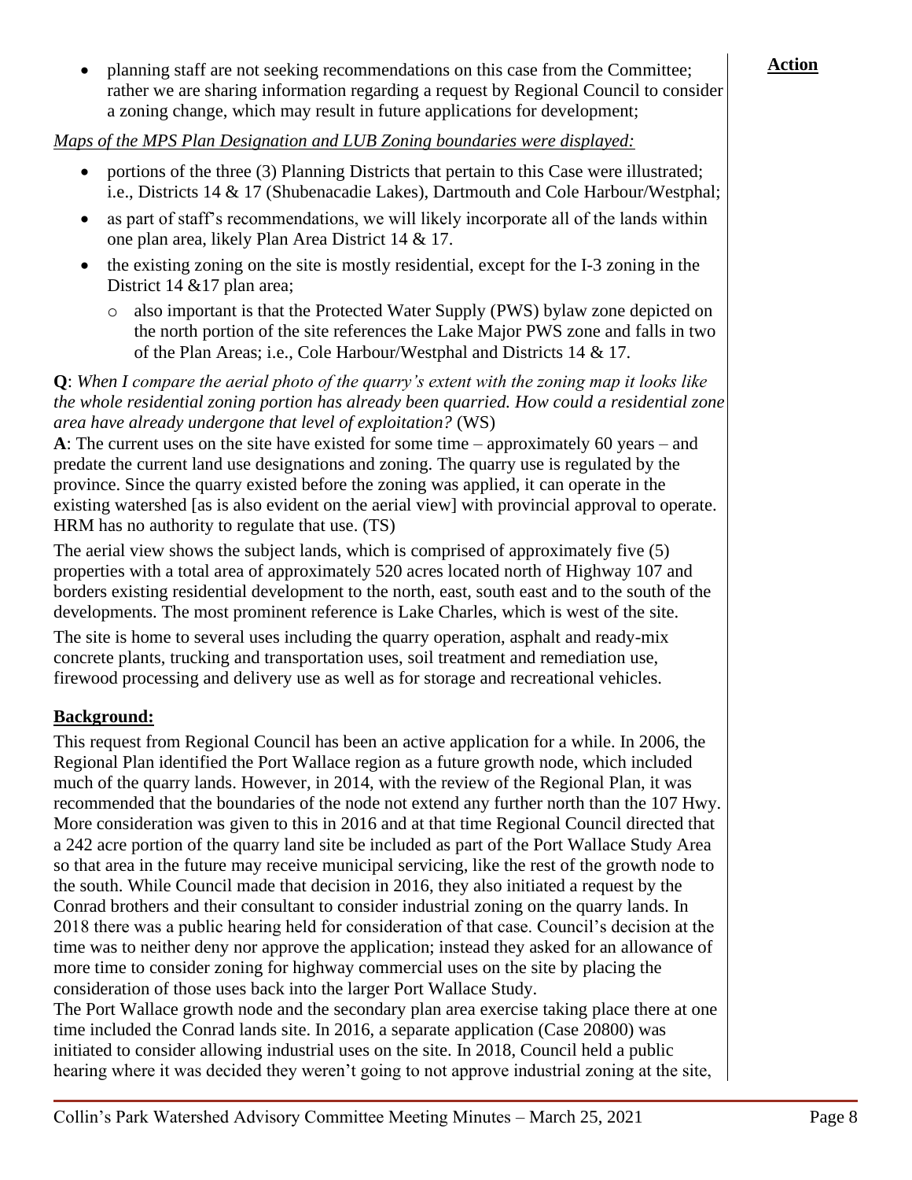- planning staff are not seeking recommendations on this case from the Committee; rather we are sharing information regarding a request by Regional Council to consider a zoning change, which may result in future applications for development;

**Action**

*Maps of the MPS Plan Designation and LUB Zoning boundaries were displayed:*

- portions of the three (3) Planning Districts that pertain to this Case were illustrated; i.e., Districts 14 & 17 (Shubenacadie Lakes), Dartmouth and Cole Harbour/Westphal;
- as part of staff's recommendations, we will likely incorporate all of the lands within one plan area, likely Plan Area District 14 & 17.
- the existing zoning on the site is mostly residential, except for the I-3 zoning in the District 14 &17 plan area;
  - also important is that the Protected Water Supply (PWS) bylaw zone depicted on the north portion of the site references the Lake Major PWS zone and falls in two of the Plan Areas; i.e., Cole Harbour/Westphal and Districts 14 & 17.

**Q**: *When I compare the aerial photo of the quarry's extent with the zoning map it looks like the whole residential zoning portion has already been quarried. How could a residential zone area have already undergone that level of exploitation?* (WS)

**A**: The current uses on the site have existed for some time – approximately 60 years – and predate the current land use designations and zoning. The quarry use is regulated by the province. Since the quarry existed before the zoning was applied, it can operate in the existing watershed [as is also evident on the aerial view] with provincial approval to operate. HRM has no authority to regulate that use. (TS)

The aerial view shows the subject lands, which is comprised of approximately five (5) properties with a total area of approximately 520 acres located north of Highway 107 and borders existing residential development to the north, east, south east and to the south of the developments. The most prominent reference is Lake Charles, which is west of the site.

The site is home to several uses including the quarry operation, asphalt and ready-mix concrete plants, trucking and transportation uses, soil treatment and remediation use, firewood processing and delivery use as well as for storage and recreational vehicles.

## Background:

This request from Regional Council has been an active application for a while. In 2006, the Regional Plan identified the Port Wallace region as a future growth node, which included much of the quarry lands. However, in 2014, with the review of the Regional Plan, it was recommended that the boundaries of the node not extend any further north than the 107 Hwy. More consideration was given to this in 2016 and at that time Regional Council directed that a 242 acre portion of the quarry land site be included as part of the Port Wallace Study Area so that area in the future may receive municipal servicing, like the rest of the growth node to the south. While Council made that decision in 2016, they also initiated a request by the Conrad brothers and their consultant to consider industrial zoning on the quarry lands. In 2018 there was a public hearing held for consideration of that case. Council's decision at the time was to neither deny nor approve the application; instead they asked for an allowance of more time to consider zoning for highway commercial uses on the site by placing the consideration of those uses back into the larger Port Wallace Study.

The Port Wallace growth node and the secondary plan area exercise taking place there at one time included the Conrad lands site. In 2016, a separate application (Case 20800) was initiated to consider allowing industrial uses on the site. In 2018, Council held a public hearing where it was decided they weren't going to not approve industrial zoning at the site,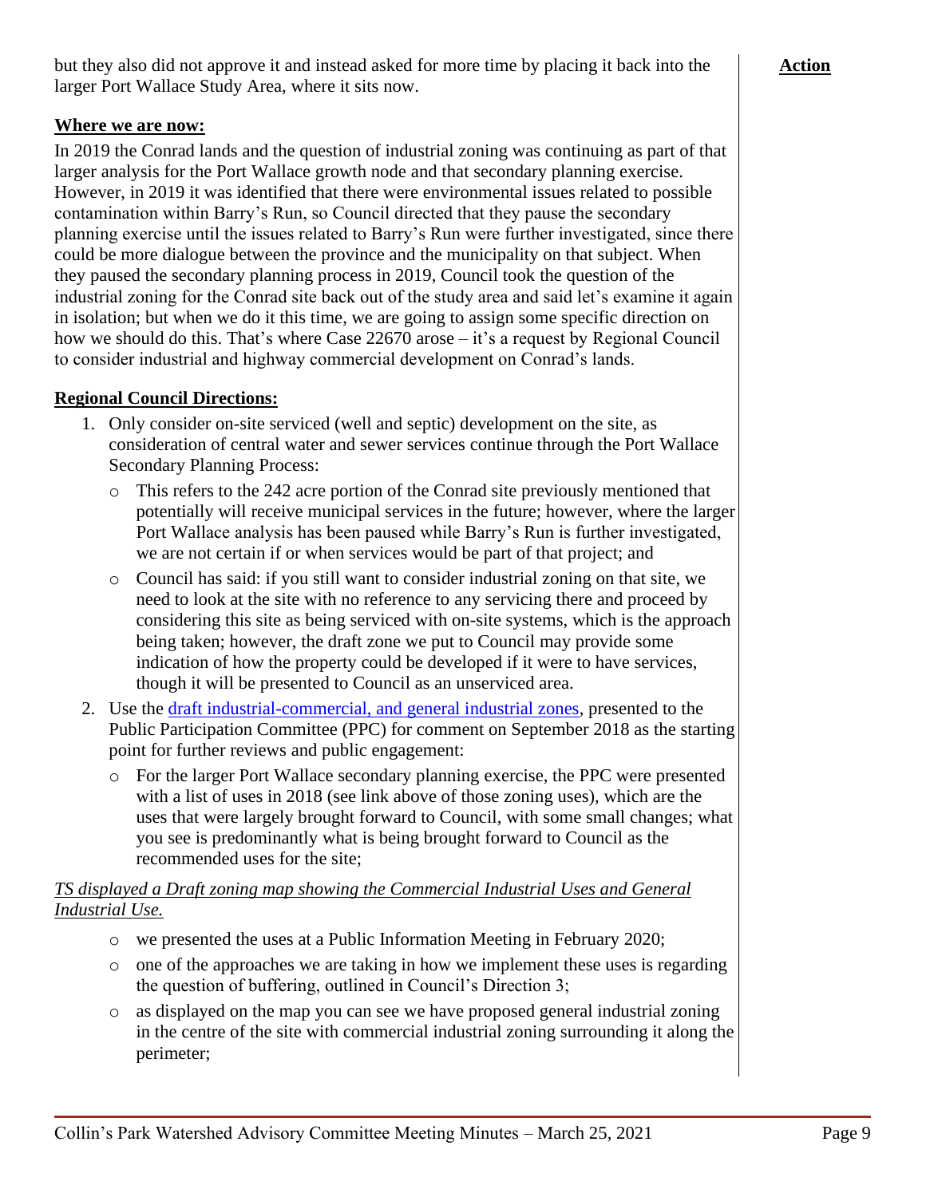but they also did not approve it and instead asked for more time by placing it back into the larger Port Wallace Study Area, where it sits now.

**Action**

**Where we are now:**

In 2019 the Conrad lands and the question of industrial zoning was continuing as part of that larger analysis for the Port Wallace growth node and that secondary planning exercise. However, in 2019 it was identified that there were environmental issues related to possible contamination within Barry's Run, so Council directed that they pause the secondary planning exercise until the issues related to Barry's Run were further investigated, since there could be more dialogue between the province and the municipality on that subject. When they paused the secondary planning process in 2019, Council took the question of the industrial zoning for the Conrad site back out of the study area and said let's examine it again in isolation; but when we do it this time, we are going to assign some specific direction on how we should do this. That's where Case 22670 arose – it's a request by Regional Council to consider industrial and highway commercial development on Conrad's lands.

**Regional Council Directions:**

1. Only consider on-site serviced (well and septic) development on the site, as consideration of central water and sewer services continue through the Port Wallace Secondary Planning Process:
   - This refers to the 242 acre portion of the Conrad site previously mentioned that potentially will receive municipal services in the future; however, where the larger Port Wallace analysis has been paused while Barry's Run is further investigated, we are not certain if or when services would be part of that project; and
   - Council has said: if you still want to consider industrial zoning on that site, we need to look at the site with no reference to any servicing there and proceed by considering this site as being serviced with on-site systems, which is the approach being taken; however, the draft zone we put to Council may provide some indication of how the property could be developed if it were to have services, though it will be presented to Council as an unserviced area.
2. Use the draft industrial-commercial, and general industrial zones, presented to the Public Participation Committee (PPC) for comment on September 2018 as the starting point for further reviews and public engagement:
   - For the larger Port Wallace secondary planning exercise, the PPC were presented with a list of uses in 2018 (see link above of those zoning uses), which are the uses that were largely brought forward to Council, with some small changes; what you see is predominantly what is being brought forward to Council as the recommended uses for the site;

*TS displayed a Draft zoning map showing the Commercial Industrial Uses and General Industrial Use.*

   - we presented the uses at a Public Information Meeting in February 2020;
   - one of the approaches we are taking in how we implement these uses is regarding the question of buffering, outlined in Council's Direction 3;
   - as displayed on the map you can see we have proposed general industrial zoning in the centre of the site with commercial industrial zoning surrounding it along the perimeter;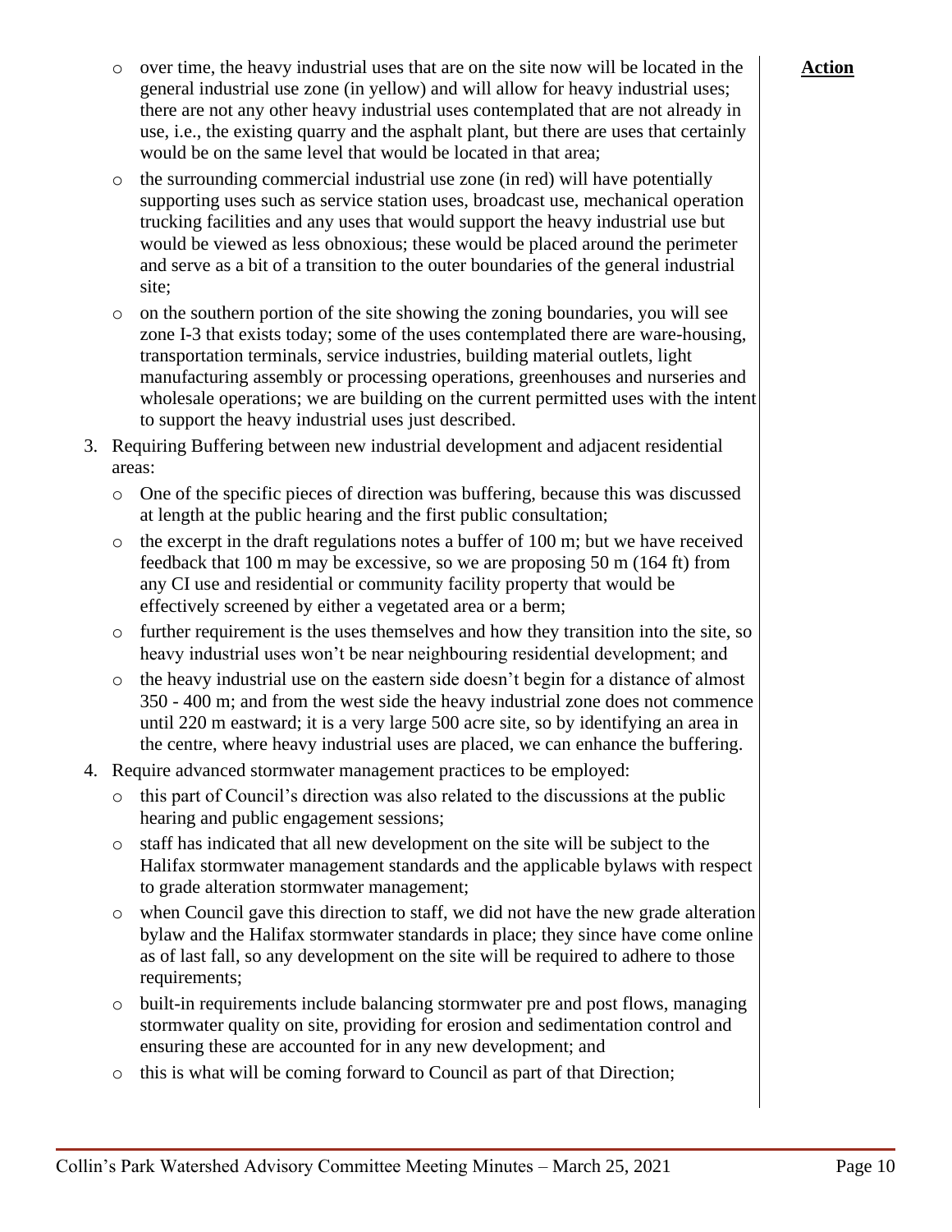- over time, the heavy industrial uses that are on the site now will be located in the general industrial use zone (in yellow) and will allow for heavy industrial uses; there are not any other heavy industrial uses contemplated that are not already in use, i.e., the existing quarry and the asphalt plant, but there are uses that certainly would be on the same level that would be located in that area;
- the surrounding commercial industrial use zone (in red) will have potentially supporting uses such as service station uses, broadcast use, mechanical operation trucking facilities and any uses that would support the heavy industrial use but would be viewed as less obnoxious; these would be placed around the perimeter and serve as a bit of a transition to the outer boundaries of the general industrial site;
- on the southern portion of the site showing the zoning boundaries, you will see zone I-3 that exists today; some of the uses contemplated there are ware-housing, transportation terminals, service industries, building material outlets, light manufacturing assembly or processing operations, greenhouses and nurseries and wholesale operations; we are building on the current permitted uses with the intent to support the heavy industrial uses just described.

**Action**

3. Requiring Buffering between new industrial development and adjacent residential areas:
   - One of the specific pieces of direction was buffering, because this was discussed at length at the public hearing and the first public consultation;
   - the excerpt in the draft regulations notes a buffer of 100 m; but we have received feedback that 100 m may be excessive, so we are proposing 50 m (164 ft) from any CI use and residential or community facility property that would be effectively screened by either a vegetated area or a berm;
   - further requirement is the uses themselves and how they transition into the site, so heavy industrial uses won't be near neighbouring residential development; and
   - the heavy industrial use on the eastern side doesn't begin for a distance of almost 350 - 400 m; and from the west side the heavy industrial zone does not commence until 220 m eastward; it is a very large 500 acre site, so by identifying an area in the centre, where heavy industrial uses are placed, we can enhance the buffering.
4. Require advanced stormwater management practices to be employed:
   - this part of Council's direction was also related to the discussions at the public hearing and public engagement sessions;
   - staff has indicated that all new development on the site will be subject to the Halifax stormwater management standards and the applicable bylaws with respect to grade alteration stormwater management;
   - when Council gave this direction to staff, we did not have the new grade alteration bylaw and the Halifax stormwater standards in place; they since have come online as of last fall, so any development on the site will be required to adhere to those requirements;
   - built-in requirements include balancing stormwater pre and post flows, managing stormwater quality on site, providing for erosion and sedimentation control and ensuring these are accounted for in any new development; and
   - this is what will be coming forward to Council as part of that Direction;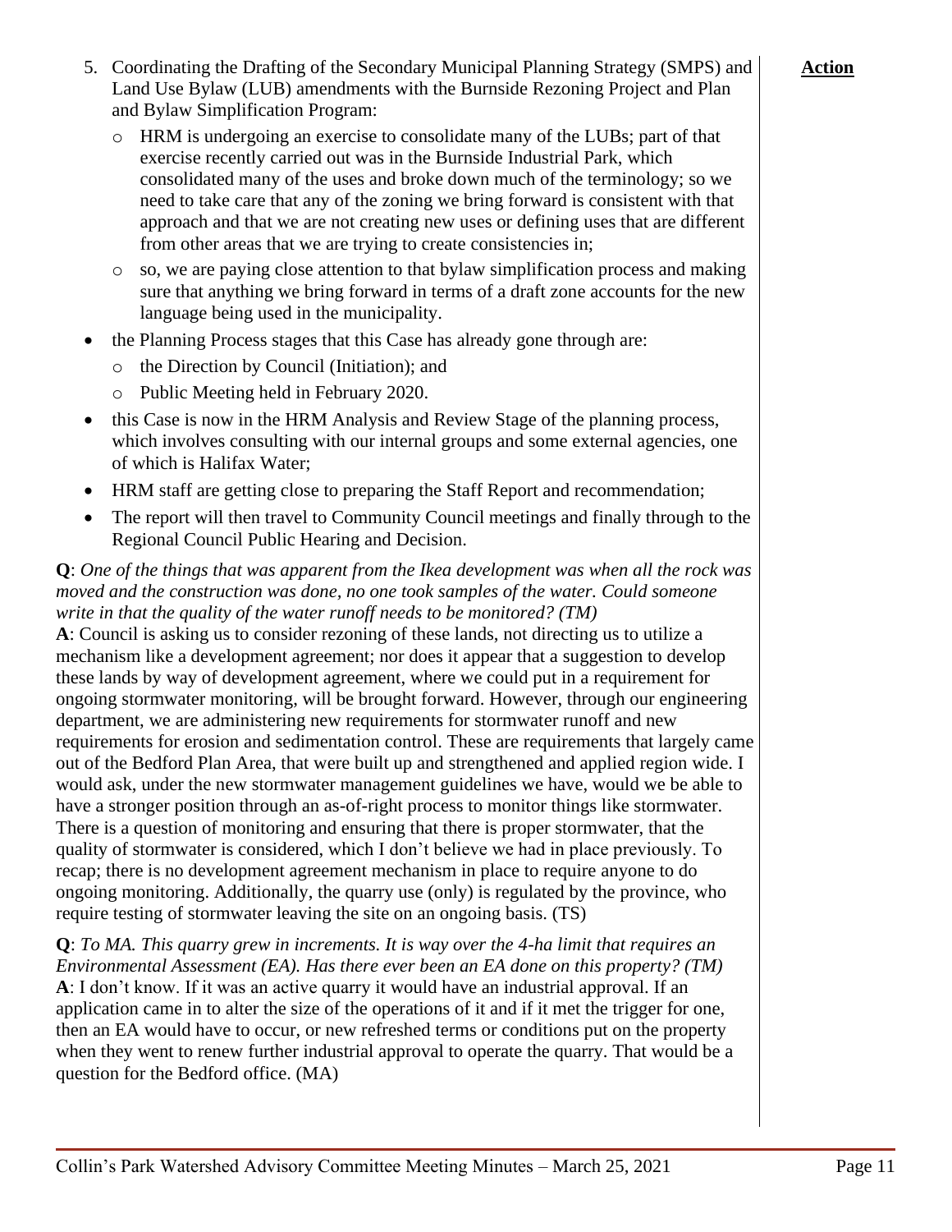5. Coordinating the Drafting of the Secondary Municipal Planning Strategy (SMPS) and Land Use Bylaw (LUB) amendments with the Burnside Rezoning Project and Plan and Bylaw Simplification Program:
   - HRM is undergoing an exercise to consolidate many of the LUBs; part of that exercise recently carried out was in the Burnside Industrial Park, which consolidated many of the uses and broke down much of the terminology; so we need to take care that any of the zoning we bring forward is consistent with that approach and that we are not creating new uses or defining uses that are different from other areas that we are trying to create consistencies in;
   - so, we are paying close attention to that bylaw simplification process and making sure that anything we bring forward in terms of a draft zone accounts for the new language being used in the municipality.

- the Planning Process stages that this Case has already gone through are:
  - the Direction by Council (Initiation); and
  - Public Meeting held in February 2020.
- this Case is now in the HRM Analysis and Review Stage of the planning process, which involves consulting with our internal groups and some external agencies, one of which is Halifax Water;
- HRM staff are getting close to preparing the Staff Report and recommendation;
- The report will then travel to Community Council meetings and finally through to the Regional Council Public Hearing and Decision.

**Action**

**Q**: *One of the things that was apparent from the Ikea development was when all the rock was moved and the construction was done, no one took samples of the water. Could someone write in that the quality of the water runoff needs to be monitored? (TM)*
**A**: Council is asking us to consider rezoning of these lands, not directing us to utilize a mechanism like a development agreement; nor does it appear that a suggestion to develop these lands by way of development agreement, where we could put in a requirement for ongoing stormwater monitoring, will be brought forward. However, through our engineering department, we are administering new requirements for stormwater runoff and new requirements for erosion and sedimentation control. These are requirements that largely came out of the Bedford Plan Area, that were built up and strengthened and applied region wide. I would ask, under the new stormwater management guidelines we have, would we be able to have a stronger position through an as-of-right process to monitor things like stormwater. There is a question of monitoring and ensuring that there is proper stormwater, that the quality of stormwater is considered, which I don't believe we had in place previously. To recap; there is no development agreement mechanism in place to require anyone to do ongoing monitoring. Additionally, the quarry use (only) is regulated by the province, who require testing of stormwater leaving the site on an ongoing basis. (TS)

**Q**: *To MA. This quarry grew in increments. It is way over the 4-ha limit that requires an Environmental Assessment (EA). Has there ever been an EA done on this property? (TM)*
**A**: I don't know. If it was an active quarry it would have an industrial approval. If an application came in to alter the size of the operations of it and if it met the trigger for one, then an EA would have to occur, or new refreshed terms or conditions put on the property when they went to renew further industrial approval to operate the quarry. That would be a question for the Bedford office. (MA)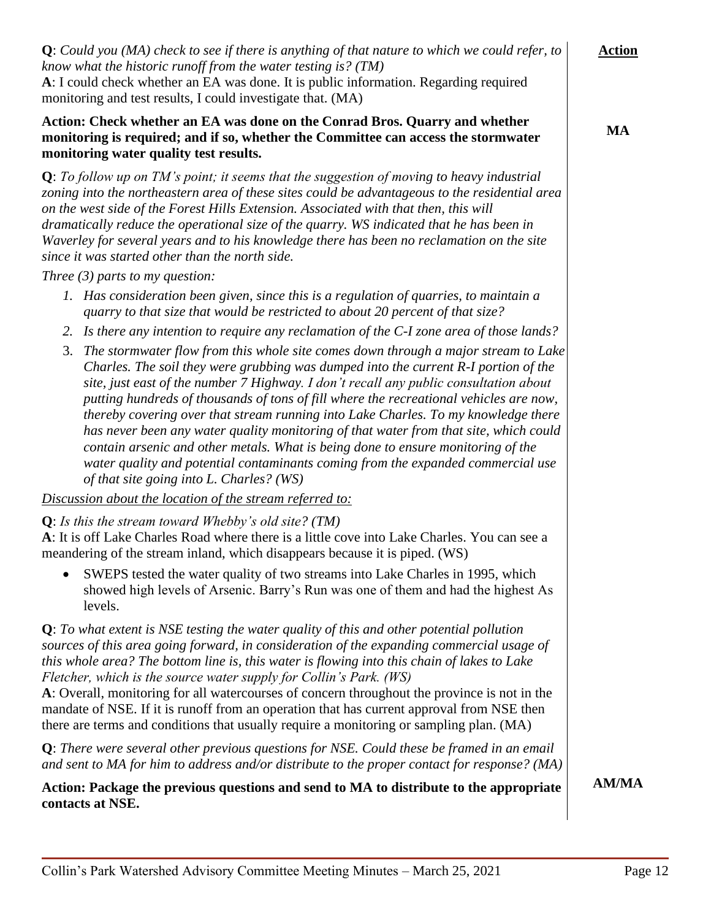**Q**: *Could you (MA) check to see if there is anything of that nature to which we could refer, to know what the historic runoff from the water testing is? (TM)*

**A**: I could check whether an EA was done. It is public information. Regarding required monitoring and test results, I could investigate that. (MA)

**Action: Check whether an EA was done on the Conrad Bros. Quarry and whether monitoring is required; and if so, whether the Committee can access the stormwater monitoring water quality test results.** — **Action: MA**

**Q**: *To follow up on TM's point; it seems that the suggestion of moving to heavy industrial zoning into the northeastern area of these sites could be advantageous to the residential area on the west side of the Forest Hills Extension. Associated with that then, this will dramatically reduce the operational size of the quarry. WS indicated that he has been in Waverley for several years and to his knowledge there has been no reclamation on the site since it was started other than the north side.*

*Three (3) parts to my question:*

1. *Has consideration been given, since this is a regulation of quarries, to maintain a quarry to that size that would be restricted to about 20 percent of that size?*
2. *Is there any intention to require any reclamation of the C-I zone area of those lands?*
3. *The stormwater flow from this whole site comes down through a major stream to Lake Charles. The soil they were grubbing was dumped into the current R-I portion of the site, just east of the number 7 Highway. I don't recall any public consultation about putting hundreds of thousands of tons of fill where the recreational vehicles are now, thereby covering over that stream running into Lake Charles. To my knowledge there has never been any water quality monitoring of that water from that site, which could contain arsenic and other metals. What is being done to ensure monitoring of the water quality and potential contaminants coming from the expanded commercial use of that site going into L. Charles? (WS)*

<u>*Discussion about the location of the stream referred to:*</u>

**Q**: *Is this the stream toward Whebby's old site? (TM)*

**A**: It is off Lake Charles Road where there is a little cove into Lake Charles. You can see a meandering of the stream inland, which disappears because it is piped. (WS)

- SWEPS tested the water quality of two streams into Lake Charles in 1995, which showed high levels of Arsenic. Barry's Run was one of them and had the highest As levels.

**Q**: *To what extent is NSE testing the water quality of this and other potential pollution sources of this area going forward, in consideration of the expanding commercial usage of this whole area? The bottom line is, this water is flowing into this chain of lakes to Lake Fletcher, which is the source water supply for Collin's Park. (WS)*

**A**: Overall, monitoring for all watercourses of concern throughout the province is not in the mandate of NSE. If it is runoff from an operation that has current approval from NSE then there are terms and conditions that usually require a monitoring or sampling plan. (MA)

**Q**: *There were several other previous questions for NSE. Could these be framed in an email and sent to MA for him to address and/or distribute to the proper contact for response? (MA)*

**Action: Package the previous questions and send to MA to distribute to the appropriate contacts at NSE.** — **Action: AM/MA**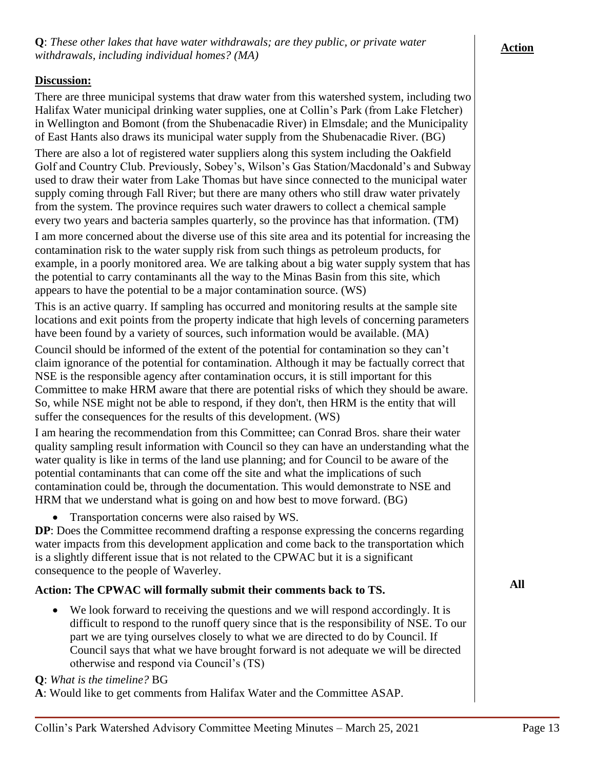**Q**: *These other lakes that have water withdrawals; are they public, or private water withdrawals, including individual homes? (MA)*

**Action**

**Discussion:**

There are three municipal systems that draw water from this watershed system, including two Halifax Water municipal drinking water supplies, one at Collin's Park (from Lake Fletcher) in Wellington and Bomont (from the Shubenacadie River) in Elmsdale; and the Municipality of East Hants also draws its municipal water supply from the Shubenacadie River. (BG)

There are also a lot of registered water suppliers along this system including the Oakfield Golf and Country Club. Previously, Sobey's, Wilson's Gas Station/Macdonald's and Subway used to draw their water from Lake Thomas but have since connected to the municipal water supply coming through Fall River; but there are many others who still draw water privately from the system. The province requires such water drawers to collect a chemical sample every two years and bacteria samples quarterly, so the province has that information. (TM)

I am more concerned about the diverse use of this site area and its potential for increasing the contamination risk to the water supply risk from such things as petroleum products, for example, in a poorly monitored area. We are talking about a big water supply system that has the potential to carry contaminants all the way to the Minas Basin from this site, which appears to have the potential to be a major contamination source. (WS)

This is an active quarry. If sampling has occurred and monitoring results at the sample site locations and exit points from the property indicate that high levels of concerning parameters have been found by a variety of sources, such information would be available. (MA)

Council should be informed of the extent of the potential for contamination so they can't claim ignorance of the potential for contamination. Although it may be factually correct that NSE is the responsible agency after contamination occurs, it is still important for this Committee to make HRM aware that there are potential risks of which they should be aware. So, while NSE might not be able to respond, if they don't, then HRM is the entity that will suffer the consequences for the results of this development. (WS)

I am hearing the recommendation from this Committee; can Conrad Bros. share their water quality sampling result information with Council so they can have an understanding what the water quality is like in terms of the land use planning; and for Council to be aware of the potential contaminants that can come off the site and what the implications of such contamination could be, through the documentation. This would demonstrate to NSE and HRM that we understand what is going on and how best to move forward. (BG)

- Transportation concerns were also raised by WS.

**DP**: Does the Committee recommend drafting a response expressing the concerns regarding water impacts from this development application and come back to the transportation which is a slightly different issue that is not related to the CPWAC but it is a significant consequence to the people of Waverley.

**Action: The CPWAC will formally submit their comments back to TS.** — **All**

- We look forward to receiving the questions and we will respond accordingly. It is difficult to respond to the runoff query since that is the responsibility of NSE. To our part we are tying ourselves closely to what we are directed to do by Council. If Council says that what we have brought forward is not adequate we will be directed otherwise and respond via Council's (TS)

**Q**: *What is the timeline?* BG

**A**: Would like to get comments from Halifax Water and the Committee ASAP.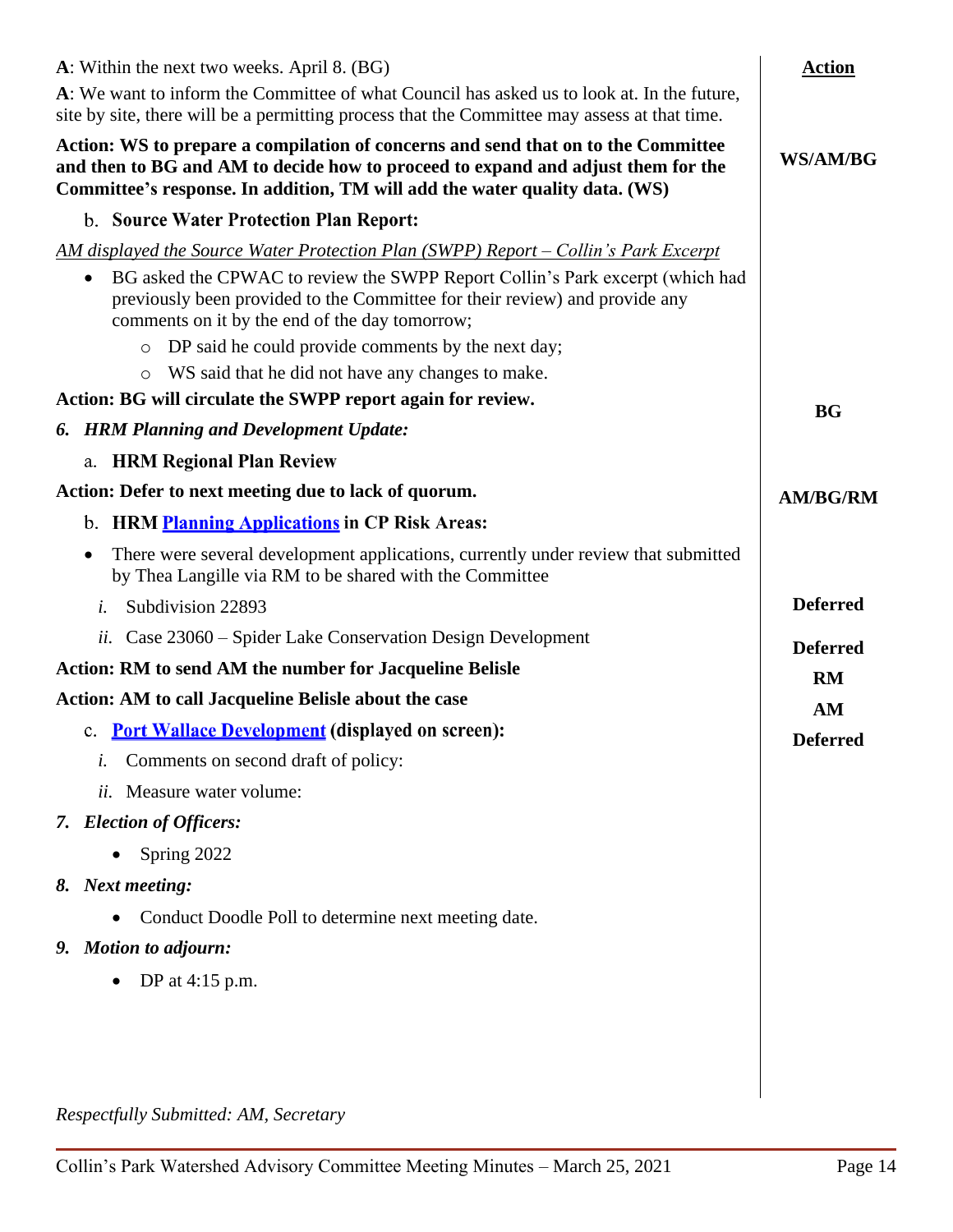| | Action |
|---|---|
| **A**: Within the next two weeks. April 8. (BG) | |
| **A**: We want to inform the Committee of what Council has asked us to look at. In the future, site by site, there will be a permitting process that the Committee may assess at that time. | |
| **Action: WS to prepare a compilation of concerns and send that on to the Committee and then to BG and AM to decide how to proceed to expand and adjust them for the Committee's response. In addition, TM will add the water quality data. (WS)** | **WS/AM/BG** |
| b. **Source Water Protection Plan Report:** | |
| *AM displayed the Source Water Protection Plan (SWPP) Report – Collin's Park Excerpt* | |
| • BG asked the CPWAC to review the SWPP Report Collin's Park excerpt (which had previously been provided to the Committee for their review) and provide any comments on it by the end of the day tomorrow; | |
| ○ DP said he could provide comments by the next day; | |
| ○ WS said that he did not have any changes to make. | |
| **Action: BG will circulate the SWPP report again for review.** | **BG** |
| ***6. HRM Planning and Development Update:*** | |
| a. **HRM Regional Plan Review** | |
| **Action: Defer to next meeting due to lack of quorum.** | **AM/BG/RM** |
| b. **HRM Planning Applications in CP Risk Areas:** | |
| • There were several development applications, currently under review that submitted by Thea Langille via RM to be shared with the Committee | |
| *i.* Subdivision 22893 | **Deferred** |
| *ii.* Case 23060 – Spider Lake Conservation Design Development | **Deferred** |
| **Action: RM to send AM the number for Jacqueline Belisle** | **RM** |
| **Action: AM to call Jacqueline Belisle about the case** | **AM** |
| c. **Port Wallace Development (displayed on screen):** | **Deferred** |
| *i.* Comments on second draft of policy: | |
| *ii.* Measure water volume: | |
| ***7. Election of Officers:*** | |
| • Spring 2022 | |
| ***8. Next meeting:*** | |
| • Conduct Doodle Poll to determine next meeting date. | |
| ***9. Motion to adjourn:*** | |
| • DP at 4:15 p.m. | |

*Respectfully Submitted: AM, Secretary*